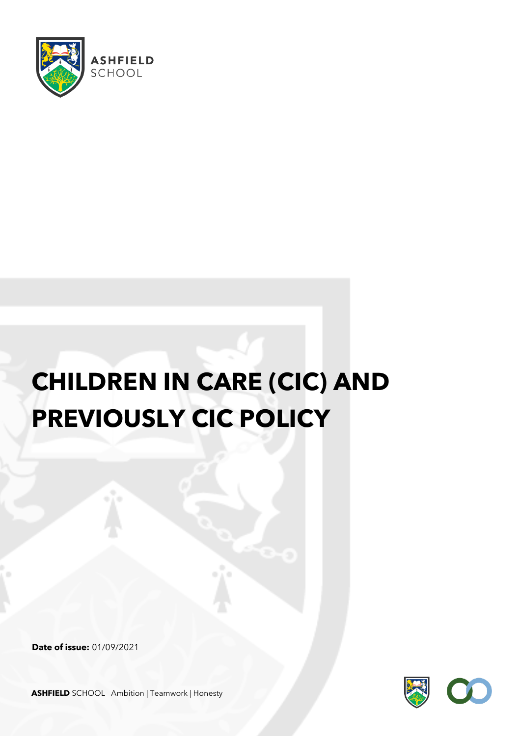ASHFIELD SCHOOL

# CHILDREN IN CARE (CIC) AND PREVIOUSLY CIC POLICY

**Date of issue:** 01/09/2021

**ASHFIELD** SCHOOL Ambition | Teamwork | Honesty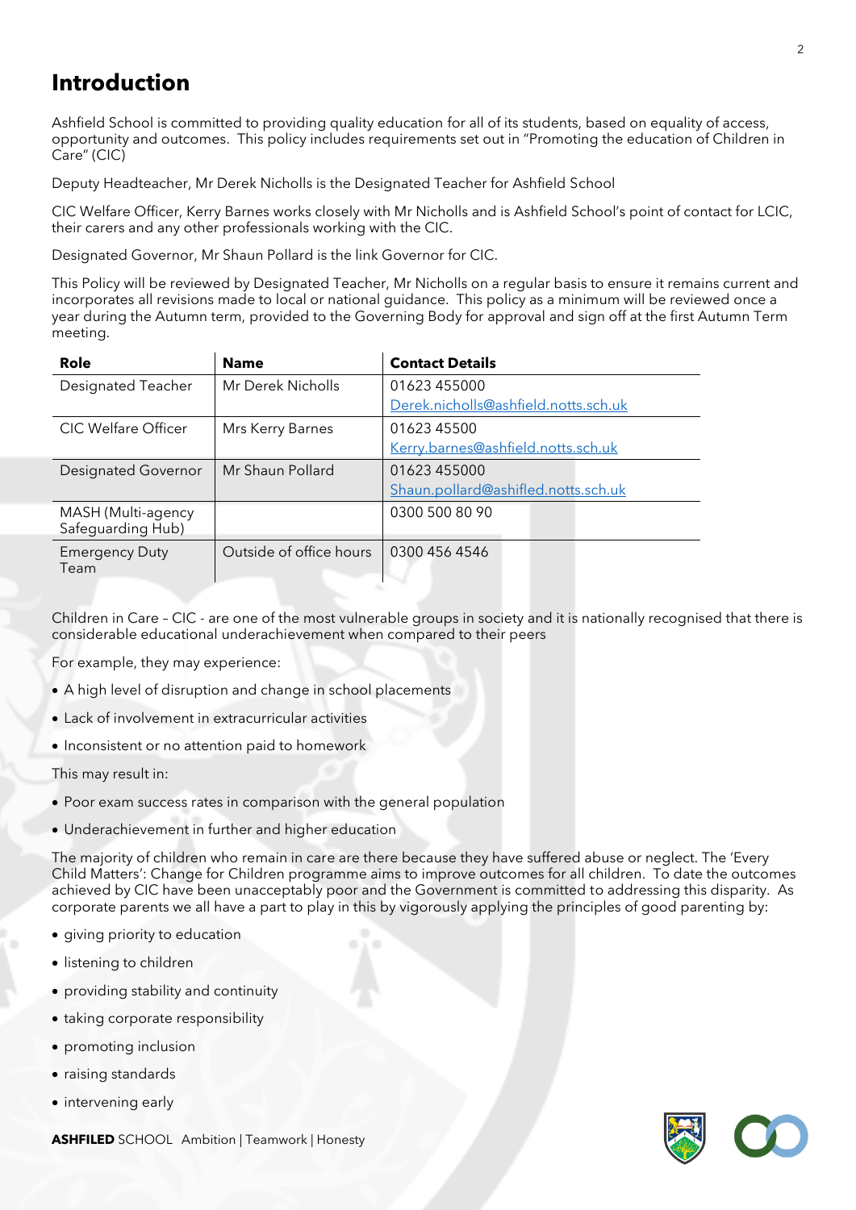# Introduction

Ashfield School is committed to providing quality education for all of its students, based on equality of access, opportunity and outcomes. This policy includes requirements set out in "Promoting the education of Children in Care" (CIC)

Deputy Headteacher, Mr Derek Nicholls is the Designated Teacher for Ashfield School

CIC Welfare Officer, Kerry Barnes works closely with Mr Nicholls and is Ashfield School's point of contact for LCIC, their carers and any other professionals working with the CIC.

Designated Governor, Mr Shaun Pollard is the link Governor for CIC.

This Policy will be reviewed by Designated Teacher, Mr Nicholls on a regular basis to ensure it remains current and incorporates all revisions made to local or national guidance. This policy as a minimum will be reviewed once a year during the Autumn term, provided to the Governing Body for approval and sign off at the first Autumn Term meeting.

| Role | Name | Contact Details |
|---|---|---|
| Designated Teacher | Mr Derek Nicholls | 01623 455000<br>Derek.nicholls@ashfield.notts.sch.uk |
| CIC Welfare Officer | Mrs Kerry Barnes | 01623 45500<br>Kerry.barnes@ashfield.notts.sch.uk |
| Designated Governor | Mr Shaun Pollard | 01623 455000<br>Shaun.pollard@ashifled.notts.sch.uk |
| MASH (Multi-agency Safeguarding Hub) | | 0300 500 80 90 |
| Emergency Duty Team | Outside of office hours | 0300 456 4546 |

Children in Care – CIC - are one of the most vulnerable groups in society and it is nationally recognised that there is considerable educational underachievement when compared to their peers

For example, they may experience:

- A high level of disruption and change in school placements
- Lack of involvement in extracurricular activities
- Inconsistent or no attention paid to homework

This may result in:

- Poor exam success rates in comparison with the general population
- Underachievement in further and higher education

The majority of children who remain in care are there because they have suffered abuse or neglect. The 'Every Child Matters': Change for Children programme aims to improve outcomes for all children. To date the outcomes achieved by CIC have been unacceptably poor and the Government is committed to addressing this disparity. As corporate parents we all have a part to play in this by vigorously applying the principles of good parenting by:

- giving priority to education
- listening to children
- providing stability and continuity
- taking corporate responsibility
- promoting inclusion
- raising standards
- intervening early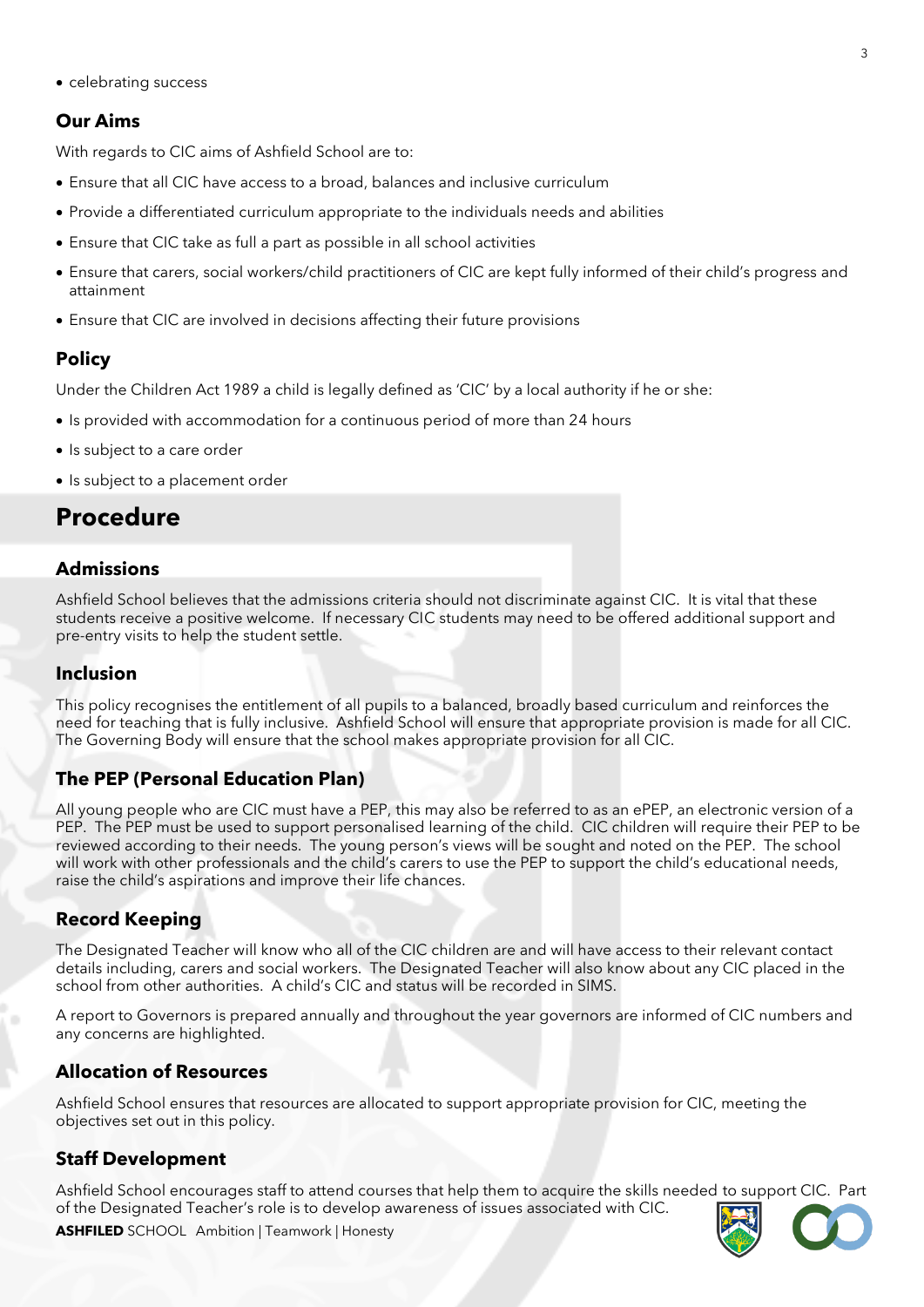- celebrating success

### Our Aims

With regards to CIC aims of Ashfield School are to:

- Ensure that all CIC have access to a broad, balances and inclusive curriculum
- Provide a differentiated curriculum appropriate to the individuals needs and abilities
- Ensure that CIC take as full a part as possible in all school activities
- Ensure that carers, social workers/child practitioners of CIC are kept fully informed of their child's progress and attainment
- Ensure that CIC are involved in decisions affecting their future provisions

### Policy

Under the Children Act 1989 a child is legally defined as 'CIC' by a local authority if he or she:

- Is provided with accommodation for a continuous period of more than 24 hours
- Is subject to a care order
- Is subject to a placement order

## Procedure

### Admissions

Ashfield School believes that the admissions criteria should not discriminate against CIC. It is vital that these students receive a positive welcome. If necessary CIC students may need to be offered additional support and pre-entry visits to help the student settle.

### Inclusion

This policy recognises the entitlement of all pupils to a balanced, broadly based curriculum and reinforces the need for teaching that is fully inclusive. Ashfield School will ensure that appropriate provision is made for all CIC. The Governing Body will ensure that the school makes appropriate provision for all CIC.

### The PEP (Personal Education Plan)

All young people who are CIC must have a PEP, this may also be referred to as an ePEP, an electronic version of a PEP. The PEP must be used to support personalised learning of the child. CIC children will require their PEP to be reviewed according to their needs. The young person's views will be sought and noted on the PEP. The school will work with other professionals and the child's carers to use the PEP to support the child's educational needs, raise the child's aspirations and improve their life chances.

### Record Keeping

The Designated Teacher will know who all of the CIC children are and will have access to their relevant contact details including, carers and social workers. The Designated Teacher will also know about any CIC placed in the school from other authorities. A child's CIC and status will be recorded in SIMS.

A report to Governors is prepared annually and throughout the year governors are informed of CIC numbers and any concerns are highlighted.

### Allocation of Resources

Ashfield School ensures that resources are allocated to support appropriate provision for CIC, meeting the objectives set out in this policy.

### Staff Development

Ashfield School encourages staff to attend courses that help them to acquire the skills needed to support CIC. Part of the Designated Teacher's role is to develop awareness of issues associated with CIC.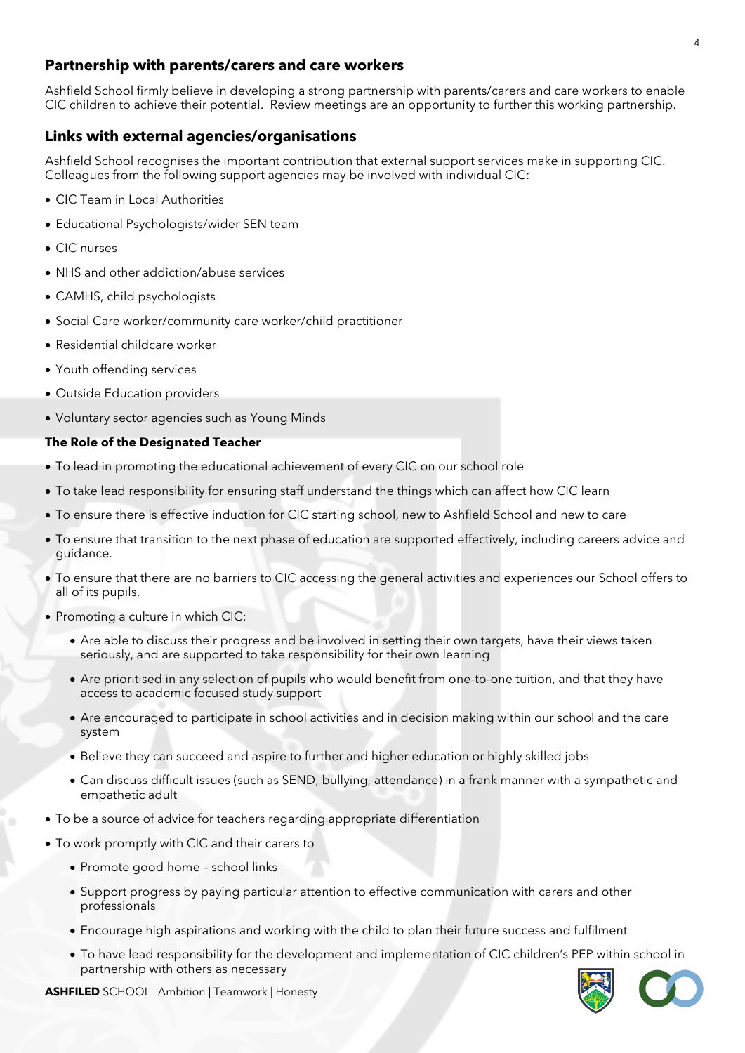## Partnership with parents/carers and care workers

Ashfield School firmly believe in developing a strong partnership with parents/carers and care workers to enable CIC children to achieve their potential. Review meetings are an opportunity to further this working partnership.

## Links with external agencies/organisations

Ashfield School recognises the important contribution that external support services make in supporting CIC. Colleagues from the following support agencies may be involved with individual CIC:

- CIC Team in Local Authorities
- Educational Psychologists/wider SEN team
- CIC nurses
- NHS and other addiction/abuse services
- CAMHS, child psychologists
- Social Care worker/community care worker/child practitioner
- Residential childcare worker
- Youth offending services
- Outside Education providers
- Voluntary sector agencies such as Young Minds

### The Role of the Designated Teacher

- To lead in promoting the educational achievement of every CIC on our school role
- To take lead responsibility for ensuring staff understand the things which can affect how CIC learn
- To ensure there is effective induction for CIC starting school, new to Ashfield School and new to care
- To ensure that transition to the next phase of education are supported effectively, including careers advice and guidance.
- To ensure that there are no barriers to CIC accessing the general activities and experiences our School offers to all of its pupils.
- Promoting a culture in which CIC:
  - Are able to discuss their progress and be involved in setting their own targets, have their views taken seriously, and are supported to take responsibility for their own learning
  - Are prioritised in any selection of pupils who would benefit from one-to-one tuition, and that they have access to academic focused study support
  - Are encouraged to participate in school activities and in decision making within our school and the care system
  - Believe they can succeed and aspire to further and higher education or highly skilled jobs
  - Can discuss difficult issues (such as SEND, bullying, attendance) in a frank manner with a sympathetic and empathetic adult
- To be a source of advice for teachers regarding appropriate differentiation
- To work promptly with CIC and their carers to
  - Promote good home – school links
  - Support progress by paying particular attention to effective communication with carers and other professionals
  - Encourage high aspirations and working with the child to plan their future success and fulfilment
  - To have lead responsibility for the development and implementation of CIC children's PEP within school in partnership with others as necessary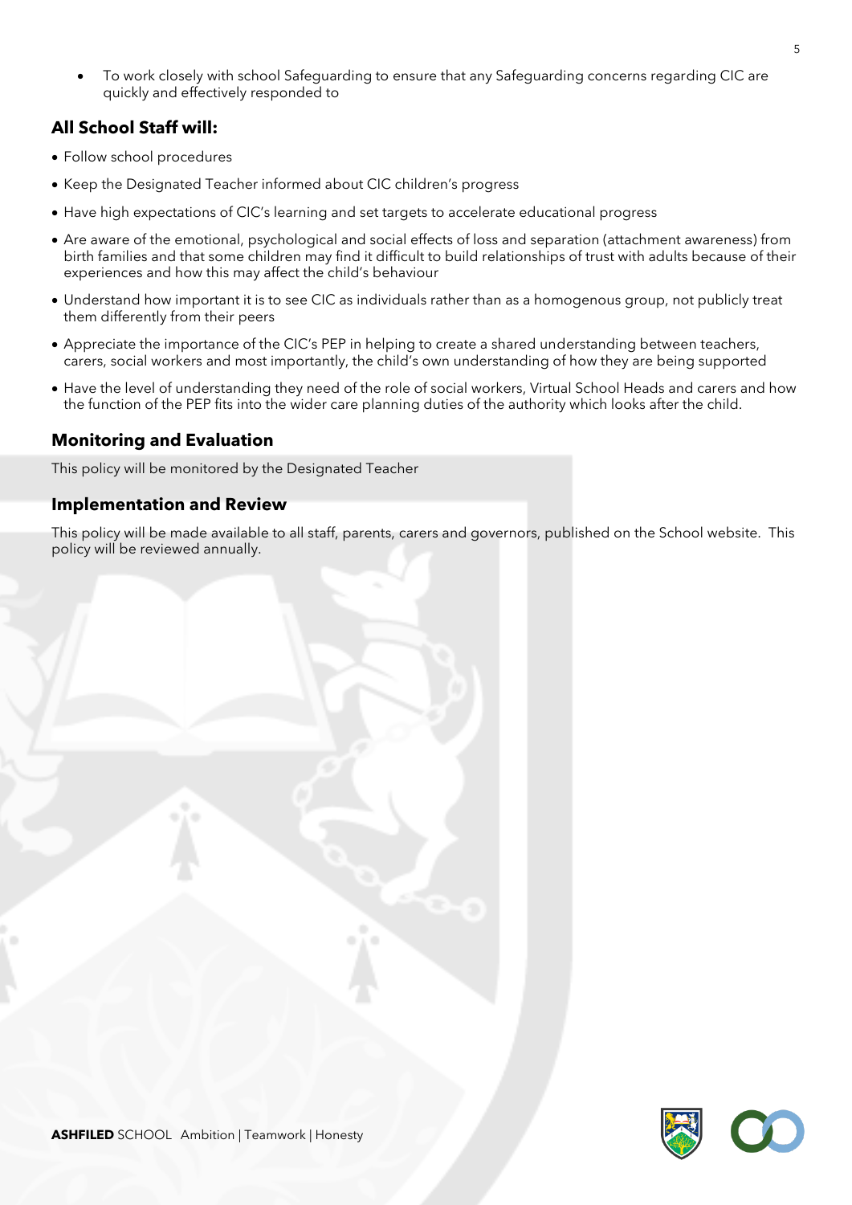- To work closely with school Safeguarding to ensure that any Safeguarding concerns regarding CIC are quickly and effectively responded to

## All School Staff will:

- Follow school procedures
- Keep the Designated Teacher informed about CIC children's progress
- Have high expectations of CIC's learning and set targets to accelerate educational progress
- Are aware of the emotional, psychological and social effects of loss and separation (attachment awareness) from birth families and that some children may find it difficult to build relationships of trust with adults because of their experiences and how this may affect the child's behaviour
- Understand how important it is to see CIC as individuals rather than as a homogenous group, not publicly treat them differently from their peers
- Appreciate the importance of the CIC's PEP in helping to create a shared understanding between teachers, carers, social workers and most importantly, the child's own understanding of how they are being supported
- Have the level of understanding they need of the role of social workers, Virtual School Heads and carers and how the function of the PEP fits into the wider care planning duties of the authority which looks after the child.

## Monitoring and Evaluation

This policy will be monitored by the Designated Teacher

## Implementation and Review

This policy will be made available to all staff, parents, carers and governors, published on the School website. This policy will be reviewed annually.